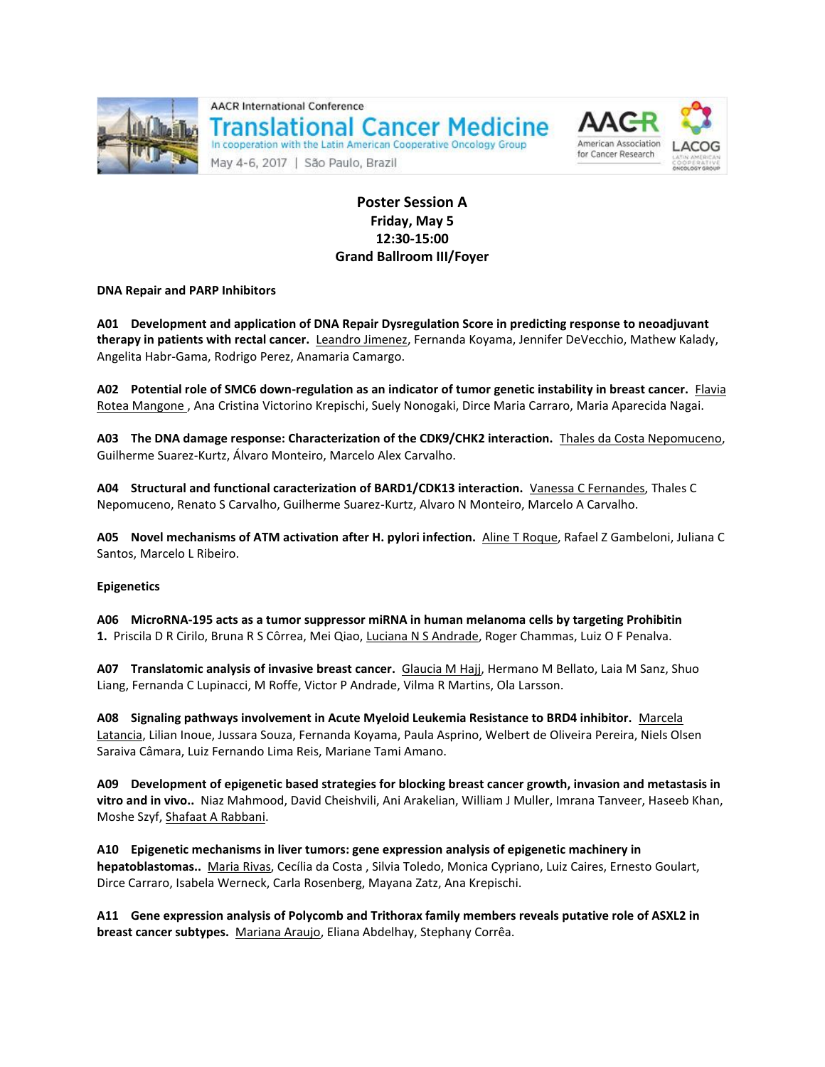AACR International Conference
# Translational Cancer Medicine
In cooperation with the Latin American Cooperative Oncology Group
May 4-6, 2017 | São Paulo, Brazil

## Poster Session A
**Friday, May 5**
**12:30-15:00**
**Grand Ballroom III/Foyer**

### DNA Repair and PARP Inhibitors

**A01 Development and application of DNA Repair Dysregulation Score in predicting response to neoadjuvant therapy in patients with rectal cancer.** Leandro Jimenez, Fernanda Koyama, Jennifer DeVecchio, Mathew Kalady, Angelita Habr-Gama, Rodrigo Perez, Anamaria Camargo.

**A02 Potential role of SMC6 down-regulation as an indicator of tumor genetic instability in breast cancer.** Flavia Rotea Mangone , Ana Cristina Victorino Krepischi, Suely Nonogaki, Dirce Maria Carraro, Maria Aparecida Nagai.

**A03 The DNA damage response: Characterization of the CDK9/CHK2 interaction.** Thales da Costa Nepomuceno, Guilherme Suarez-Kurtz, Álvaro Monteiro, Marcelo Alex Carvalho.

**A04 Structural and functional caracterization of BARD1/CDK13 interaction.** Vanessa C Fernandes, Thales C Nepomuceno, Renato S Carvalho, Guilherme Suarez-Kurtz, Alvaro N Monteiro, Marcelo A Carvalho.

**A05 Novel mechanisms of ATM activation after H. pylori infection.** Aline T Roque, Rafael Z Gambeloni, Juliana C Santos, Marcelo L Ribeiro.

### Epigenetics

**A06 MicroRNA-195 acts as a tumor suppressor miRNA in human melanoma cells by targeting Prohibitin 1.** Priscila D R Cirilo, Bruna R S Côrrea, Mei Qiao, Luciana N S Andrade, Roger Chammas, Luiz O F Penalva.

**A07 Translatomic analysis of invasive breast cancer.** Glaucia M Hajj, Hermano M Bellato, Laia M Sanz, Shuo Liang, Fernanda C Lupinacci, M Roffe, Victor P Andrade, Vilma R Martins, Ola Larsson.

**A08 Signaling pathways involvement in Acute Myeloid Leukemia Resistance to BRD4 inhibitor.** Marcela Latancia, Lilian Inoue, Jussara Souza, Fernanda Koyama, Paula Asprino, Welbert de Oliveira Pereira, Niels Olsen Saraiva Câmara, Luiz Fernando Lima Reis, Mariane Tami Amano.

**A09 Development of epigenetic based strategies for blocking breast cancer growth, invasion and metastasis in vitro and in vivo..** Niaz Mahmood, David Cheishvili, Ani Arakelian, William J Muller, Imrana Tanveer, Haseeb Khan, Moshe Szyf, Shafaat A Rabbani.

**A10 Epigenetic mechanisms in liver tumors: gene expression analysis of epigenetic machinery in hepatoblastomas..** Maria Rivas, Cecília da Costa , Silvia Toledo, Monica Cypriano, Luiz Caires, Ernesto Goulart, Dirce Carraro, Isabela Werneck, Carla Rosenberg, Mayana Zatz, Ana Krepischi.

**A11 Gene expression analysis of Polycomb and Trithorax family members reveals putative role of ASXL2 in breast cancer subtypes.** Mariana Araujo, Eliana Abdelhay, Stephany Corrêa.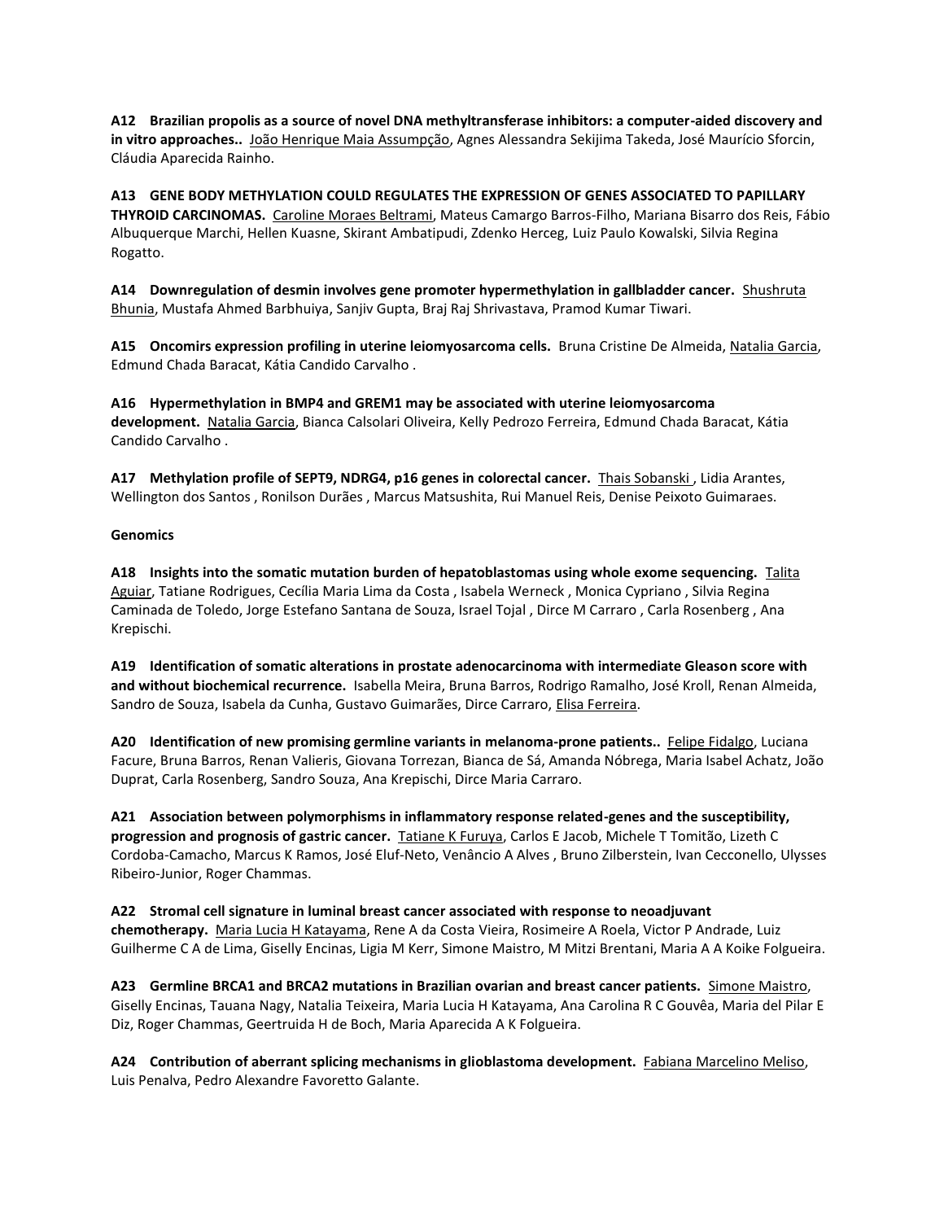**A12 Brazilian propolis as a source of novel DNA methyltransferase inhibitors: a computer-aided discovery and in vitro approaches..** João Henrique Maia Assumpção, Agnes Alessandra Sekijima Takeda, José Maurício Sforcin, Cláudia Aparecida Rainho.

**A13 GENE BODY METHYLATION COULD REGULATES THE EXPRESSION OF GENES ASSOCIATED TO PAPILLARY THYROID CARCINOMAS.** Caroline Moraes Beltrami, Mateus Camargo Barros-Filho, Mariana Bisarro dos Reis, Fábio Albuquerque Marchi, Hellen Kuasne, Skirant Ambatipudi, Zdenko Herceg, Luiz Paulo Kowalski, Silvia Regina Rogatto.

**A14 Downregulation of desmin involves gene promoter hypermethylation in gallbladder cancer.** Shushruta Bhunia, Mustafa Ahmed Barbhuiya, Sanjiv Gupta, Braj Raj Shrivastava, Pramod Kumar Tiwari.

**A15 Oncomirs expression profiling in uterine leiomyosarcoma cells.** Bruna Cristine De Almeida, Natalia Garcia, Edmund Chada Baracat, Kátia Candido Carvalho .

**A16 Hypermethylation in BMP4 and GREM1 may be associated with uterine leiomyosarcoma development.** Natalia Garcia, Bianca Calsolari Oliveira, Kelly Pedrozo Ferreira, Edmund Chada Baracat, Kátia Candido Carvalho .

**A17 Methylation profile of SEPT9, NDRG4, p16 genes in colorectal cancer.** Thais Sobanski , Lidia Arantes, Wellington dos Santos , Ronilson Durães , Marcus Matsushita, Rui Manuel Reis, Denise Peixoto Guimaraes.

**Genomics**

**A18 Insights into the somatic mutation burden of hepatoblastomas using whole exome sequencing.** Talita Aguiar, Tatiane Rodrigues, Cecília Maria Lima da Costa , Isabela Werneck , Monica Cypriano , Silvia Regina Caminada de Toledo, Jorge Estefano Santana de Souza, Israel Tojal , Dirce M Carraro , Carla Rosenberg , Ana Krepischi.

**A19 Identification of somatic alterations in prostate adenocarcinoma with intermediate Gleason score with and without biochemical recurrence.** Isabella Meira, Bruna Barros, Rodrigo Ramalho, José Kroll, Renan Almeida, Sandro de Souza, Isabela da Cunha, Gustavo Guimarães, Dirce Carraro, Elisa Ferreira.

**A20 Identification of new promising germline variants in melanoma-prone patients..** Felipe Fidalgo, Luciana Facure, Bruna Barros, Renan Valieris, Giovana Torrezan, Bianca de Sá, Amanda Nóbrega, Maria Isabel Achatz, João Duprat, Carla Rosenberg, Sandro Souza, Ana Krepischi, Dirce Maria Carraro.

**A21 Association between polymorphisms in inflammatory response related-genes and the susceptibility, progression and prognosis of gastric cancer.** Tatiane K Furuya, Carlos E Jacob, Michele T Tomitão, Lizeth C Cordoba-Camacho, Marcus K Ramos, José Eluf-Neto, Venâncio A Alves , Bruno Zilberstein, Ivan Cecconello, Ulysses Ribeiro-Junior, Roger Chammas.

**A22 Stromal cell signature in luminal breast cancer associated with response to neoadjuvant chemotherapy.** Maria Lucia H Katayama, Rene A da Costa Vieira, Rosimeire A Roela, Victor P Andrade, Luiz Guilherme C A de Lima, Giselly Encinas, Ligia M Kerr, Simone Maistro, M Mitzi Brentani, Maria A A Koike Folgueira.

**A23 Germline BRCA1 and BRCA2 mutations in Brazilian ovarian and breast cancer patients.** Simone Maistro, Giselly Encinas, Tauana Nagy, Natalia Teixeira, Maria Lucia H Katayama, Ana Carolina R C Gouvêa, Maria del Pilar E Diz, Roger Chammas, Geertruida H de Boch, Maria Aparecida A K Folgueira.

**A24 Contribution of aberrant splicing mechanisms in glioblastoma development.** Fabiana Marcelino Meliso, Luis Penalva, Pedro Alexandre Favoretto Galante.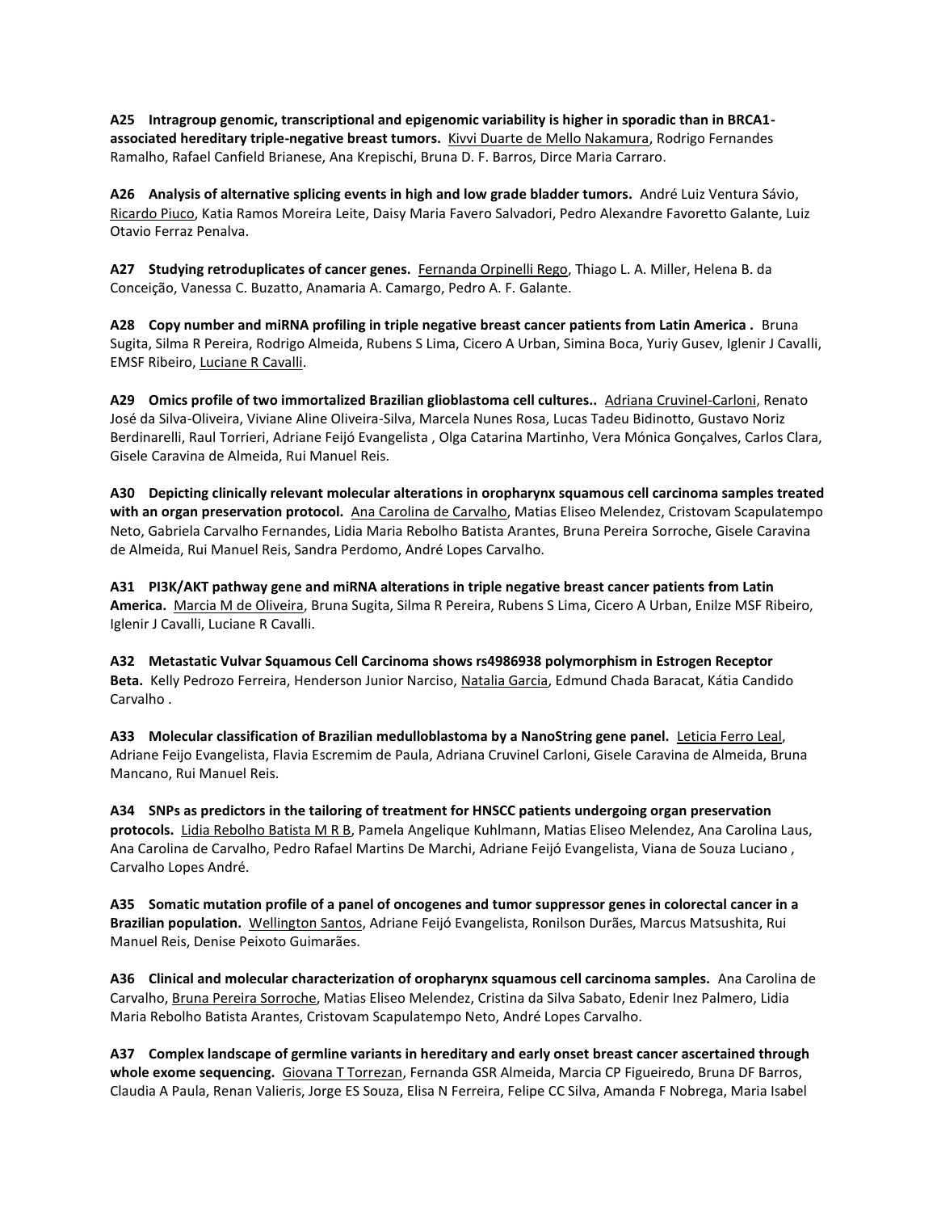**A25 Intragroup genomic, transcriptional and epigenomic variability is higher in sporadic than in BRCA1-associated hereditary triple-negative breast tumors.** <u>Kivvi Duarte de Mello Nakamura</u>, Rodrigo Fernandes Ramalho, Rafael Canfield Brianese, Ana Krepischi, Bruna D. F. Barros, Dirce Maria Carraro.

**A26 Analysis of alternative splicing events in high and low grade bladder tumors.** André Luiz Ventura Sávio, <u>Ricardo Piuco</u>, Katia Ramos Moreira Leite, Daisy Maria Favero Salvadori, Pedro Alexandre Favoretto Galante, Luiz Otavio Ferraz Penalva.

**A27 Studying retroduplicates of cancer genes.** <u>Fernanda Orpinelli Rego</u>, Thiago L. A. Miller, Helena B. da Conceição, Vanessa C. Buzatto, Anamaria A. Camargo, Pedro A. F. Galante.

**A28 Copy number and miRNA profiling in triple negative breast cancer patients from Latin America .** Bruna Sugita, Silma R Pereira, Rodrigo Almeida, Rubens S Lima, Cicero A Urban, Simina Boca, Yuriy Gusev, Iglenir J Cavalli, EMSF Ribeiro, <u>Luciane R Cavalli</u>.

**A29 Omics profile of two immortalized Brazilian glioblastoma cell cultures..** <u>Adriana Cruvinel-Carloni</u>, Renato José da Silva-Oliveira, Viviane Aline Oliveira-Silva, Marcela Nunes Rosa, Lucas Tadeu Bidinotto, Gustavo Noriz Berdinarelli, Raul Torrieri, Adriane Feijó Evangelista , Olga Catarina Martinho, Vera Mónica Gonçalves, Carlos Clara, Gisele Caravina de Almeida, Rui Manuel Reis.

**A30 Depicting clinically relevant molecular alterations in oropharynx squamous cell carcinoma samples treated with an organ preservation protocol.** <u>Ana Carolina de Carvalho</u>, Matias Eliseo Melendez, Cristovam Scapulatempo Neto, Gabriela Carvalho Fernandes, Lidia Maria Rebolho Batista Arantes, Bruna Pereira Sorroche, Gisele Caravina de Almeida, Rui Manuel Reis, Sandra Perdomo, André Lopes Carvalho.

**A31 PI3K/AKT pathway gene and miRNA alterations in triple negative breast cancer patients from Latin America.** <u>Marcia M de Oliveira</u>, Bruna Sugita, Silma R Pereira, Rubens S Lima, Cicero A Urban, Enilze MSF Ribeiro, Iglenir J Cavalli, Luciane R Cavalli.

**A32 Metastatic Vulvar Squamous Cell Carcinoma shows rs4986938 polymorphism in Estrogen Receptor Beta.** Kelly Pedrozo Ferreira, Henderson Junior Narciso, <u>Natalia Garcia</u>, Edmund Chada Baracat, Kátia Candido Carvalho .

**A33 Molecular classification of Brazilian medulloblastoma by a NanoString gene panel.** <u>Leticia Ferro Leal</u>, Adriane Feijo Evangelista, Flavia Escremim de Paula, Adriana Cruvinel Carloni, Gisele Caravina de Almeida, Bruna Mancano, Rui Manuel Reis.

**A34 SNPs as predictors in the tailoring of treatment for HNSCC patients undergoing organ preservation protocols.** <u>Lidia Rebolho Batista M R B</u>, Pamela Angelique Kuhlmann, Matias Eliseo Melendez, Ana Carolina Laus, Ana Carolina de Carvalho, Pedro Rafael Martins De Marchi, Adriane Feijó Evangelista, Viana de Souza Luciano , Carvalho Lopes André.

**A35 Somatic mutation profile of a panel of oncogenes and tumor suppressor genes in colorectal cancer in a Brazilian population.** <u>Wellington Santos</u>, Adriane Feijó Evangelista, Ronilson Durães, Marcus Matsushita, Rui Manuel Reis, Denise Peixoto Guimarães.

**A36 Clinical and molecular characterization of oropharynx squamous cell carcinoma samples.** Ana Carolina de Carvalho, <u>Bruna Pereira Sorroche</u>, Matias Eliseo Melendez, Cristina da Silva Sabato, Edenir Inez Palmero, Lidia Maria Rebolho Batista Arantes, Cristovam Scapulatempo Neto, André Lopes Carvalho.

**A37 Complex landscape of germline variants in hereditary and early onset breast cancer ascertained through whole exome sequencing.** <u>Giovana T Torrezan</u>, Fernanda GSR Almeida, Marcia CP Figueiredo, Bruna DF Barros, Claudia A Paula, Renan Valieris, Jorge ES Souza, Elisa N Ferreira, Felipe CC Silva, Amanda F Nobrega, Maria Isabel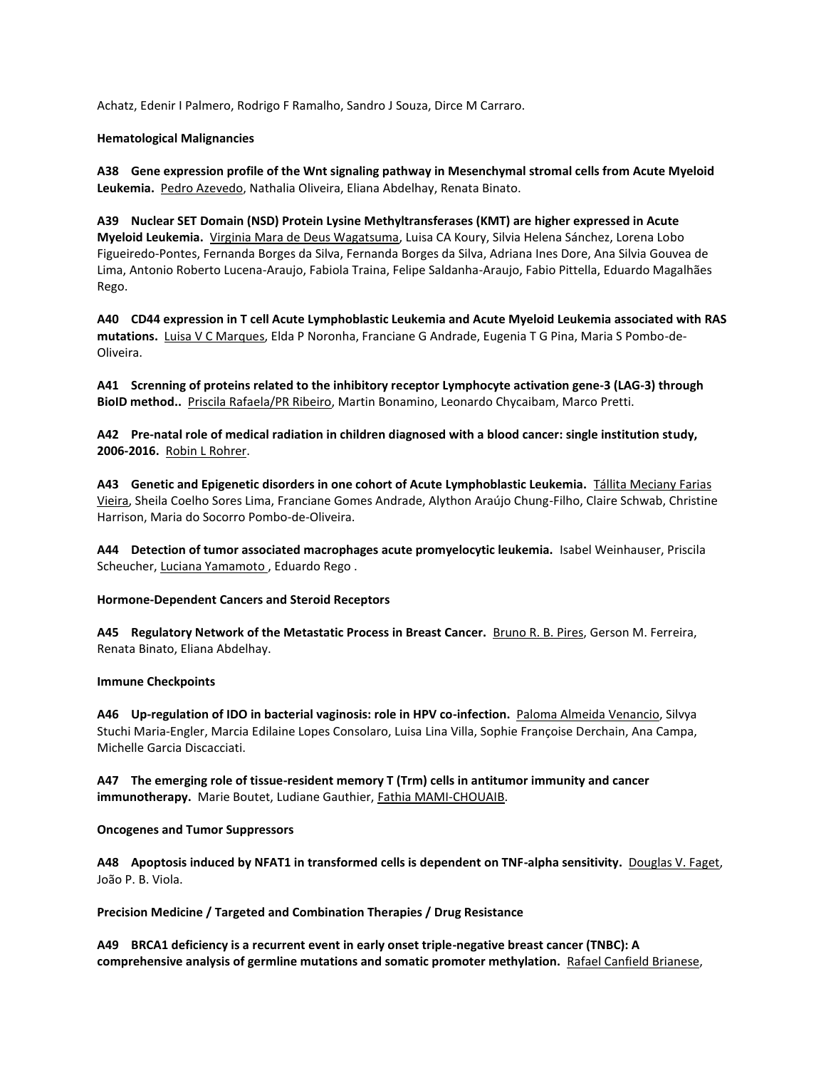Achatz, Edenir I Palmero, Rodrigo F Ramalho, Sandro J Souza, Dirce M Carraro.

**Hematological Malignancies**

**A38 Gene expression profile of the Wnt signaling pathway in Mesenchymal stromal cells from Acute Myeloid Leukemia.** Pedro Azevedo, Nathalia Oliveira, Eliana Abdelhay, Renata Binato.

**A39 Nuclear SET Domain (NSD) Protein Lysine Methyltransferases (KMT) are higher expressed in Acute Myeloid Leukemia.** Virginia Mara de Deus Wagatsuma, Luisa CA Koury, Silvia Helena Sánchez, Lorena Lobo Figueiredo-Pontes, Fernanda Borges da Silva, Fernanda Borges da Silva, Adriana Ines Dore, Ana Silvia Gouvea de Lima, Antonio Roberto Lucena-Araujo, Fabiola Traina, Felipe Saldanha-Araujo, Fabio Pittella, Eduardo Magalhães Rego.

**A40 CD44 expression in T cell Acute Lymphoblastic Leukemia and Acute Myeloid Leukemia associated with RAS mutations.** Luisa V C Marques, Elda P Noronha, Franciane G Andrade, Eugenia T G Pina, Maria S Pombo-de-Oliveira.

**A41 Scrennning of proteins related to the inhibitory receptor Lymphocyte activation gene-3 (LAG-3) through BioID method..** Priscila Rafaela/PR Ribeiro, Martin Bonamino, Leonardo Chycaibam, Marco Pretti.

**A42 Pre-natal role of medical radiation in children diagnosed with a blood cancer: single institution study, 2006-2016.** Robin L Rohrer.

**A43 Genetic and Epigenetic disorders in one cohort of Acute Lymphoblastic Leukemia.** Tállita Meciany Farias Vieira, Sheila Coelho Sores Lima, Franciane Gomes Andrade, Alython Araújo Chung-Filho, Claire Schwab, Christine Harrison, Maria do Socorro Pombo-de-Oliveira.

**A44 Detection of tumor associated macrophages acute promyelocytic leukemia.** Isabel Weinhauser, Priscila Scheucher, Luciana Yamamoto , Eduardo Rego .

**Hormone-Dependent Cancers and Steroid Receptors**

**A45 Regulatory Network of the Metastatic Process in Breast Cancer.** Bruno R. B. Pires, Gerson M. Ferreira, Renata Binato, Eliana Abdelhay.

**Immune Checkpoints**

**A46 Up-regulation of IDO in bacterial vaginosis: role in HPV co-infection.** Paloma Almeida Venancio, Silvya Stuchi Maria-Engler, Marcia Edilaine Lopes Consolaro, Luisa Lina Villa, Sophie Françoise Derchain, Ana Campa, Michelle Garcia Discacciati.

**A47 The emerging role of tissue-resident memory T (Trm) cells in antitumor immunity and cancer immunotherapy.** Marie Boutet, Ludiane Gauthier, Fathia MAMI-CHOUAIB.

**Oncogenes and Tumor Suppressors**

**A48 Apoptosis induced by NFAT1 in transformed cells is dependent on TNF-alpha sensitivity.** Douglas V. Faget, João P. B. Viola.

**Precision Medicine / Targeted and Combination Therapies / Drug Resistance**

**A49 BRCA1 deficiency is a recurrent event in early onset triple-negative breast cancer (TNBC): A comprehensive analysis of germline mutations and somatic promoter methylation.** Rafael Canfield Brianese,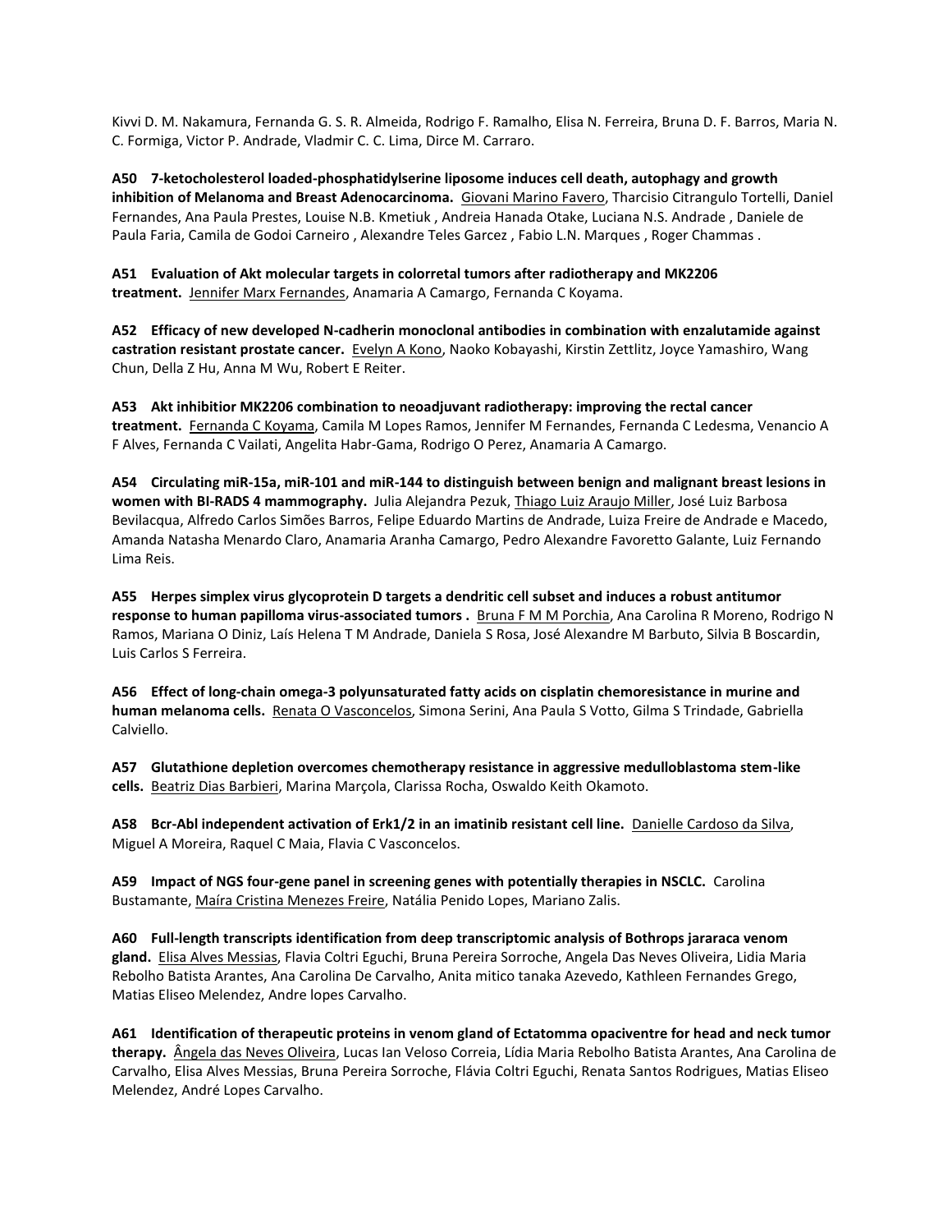Kivvi D. M. Nakamura, Fernanda G. S. R. Almeida, Rodrigo F. Ramalho, Elisa N. Ferreira, Bruna D. F. Barros, Maria N. C. Formiga, Victor P. Andrade, Vladmir C. C. Lima, Dirce M. Carraro.

**A50 7-ketocholesterol loaded-phosphatidylserine liposome induces cell death, autophagy and growth inhibition of Melanoma and Breast Adenocarcinoma.** Giovani Marino Favero, Tharcisio Citrangulo Tortelli, Daniel Fernandes, Ana Paula Prestes, Louise N.B. Kmetiuk , Andreia Hanada Otake, Luciana N.S. Andrade , Daniele de Paula Faria, Camila de Godoi Carneiro , Alexandre Teles Garcez , Fabio L.N. Marques , Roger Chammas .

**A51 Evaluation of Akt molecular targets in colorretal tumors after radiotherapy and MK2206 treatment.** Jennifer Marx Fernandes, Anamaria A Camargo, Fernanda C Koyama.

**A52 Efficacy of new developed N-cadherin monoclonal antibodies in combination with enzalutamide against castration resistant prostate cancer.** Evelyn A Kono, Naoko Kobayashi, Kirstin Zettlitz, Joyce Yamashiro, Wang Chun, Della Z Hu, Anna M Wu, Robert E Reiter.

**A53 Akt inhibitior MK2206 combination to neoadjuvant radiotherapy: improving the rectal cancer treatment.** Fernanda C Koyama, Camila M Lopes Ramos, Jennifer M Fernandes, Fernanda C Ledesma, Venancio A F Alves, Fernanda C Vailati, Angelita Habr-Gama, Rodrigo O Perez, Anamaria A Camargo.

**A54 Circulating miR-15a, miR-101 and miR-144 to distinguish between benign and malignant breast lesions in women with BI-RADS 4 mammography.** Julia Alejandra Pezuk, Thiago Luiz Araujo Miller, José Luiz Barbosa Bevilacqua, Alfredo Carlos Simões Barros, Felipe Eduardo Martins de Andrade, Luiza Freire de Andrade e Macedo, Amanda Natasha Menardo Claro, Anamaria Aranha Camargo, Pedro Alexandre Favoretto Galante, Luiz Fernando Lima Reis.

**A55 Herpes simplex virus glycoprotein D targets a dendritic cell subset and induces a robust antitumor response to human papilloma virus-associated tumors .** Bruna F M M Porchia, Ana Carolina R Moreno, Rodrigo N Ramos, Mariana O Diniz, Laís Helena T M Andrade, Daniela S Rosa, José Alexandre M Barbuto, Silvia B Boscardin, Luis Carlos S Ferreira.

**A56 Effect of long-chain omega-3 polyunsaturated fatty acids on cisplatin chemoresistance in murine and human melanoma cells.** Renata O Vasconcelos, Simona Serini, Ana Paula S Votto, Gilma S Trindade, Gabriella Calviello.

**A57 Glutathione depletion overcomes chemotherapy resistance in aggressive medulloblastoma stem-like cells.** Beatriz Dias Barbieri, Marina Marçola, Clarissa Rocha, Oswaldo Keith Okamoto.

**A58 Bcr-Abl independent activation of Erk1/2 in an imatinib resistant cell line.** Danielle Cardoso da Silva, Miguel A Moreira, Raquel C Maia, Flavia C Vasconcelos.

**A59 Impact of NGS four-gene panel in screening genes with potentially therapies in NSCLC.** Carolina Bustamante, Maíra Cristina Menezes Freire, Natália Penido Lopes, Mariano Zalis.

**A60 Full-length transcripts identification from deep transcriptomic analysis of Bothrops jararaca venom gland.** Elisa Alves Messias, Flavia Coltri Eguchi, Bruna Pereira Sorroche, Angela Das Neves Oliveira, Lidia Maria Rebolho Batista Arantes, Ana Carolina De Carvalho, Anita mitico tanaka Azevedo, Kathleen Fernandes Grego, Matias Eliseo Melendez, Andre lopes Carvalho.

**A61 Identification of therapeutic proteins in venom gland of Ectatomma opacivente for head and neck tumor therapy.** Ângela das Neves Oliveira, Lucas Ian Veloso Correia, Lídia Maria Rebolho Batista Arantes, Ana Carolina de Carvalho, Elisa Alves Messias, Bruna Pereira Sorroche, Flávia Coltri Eguchi, Renata Santos Rodrigues, Matias Eliseo Melendez, André Lopes Carvalho.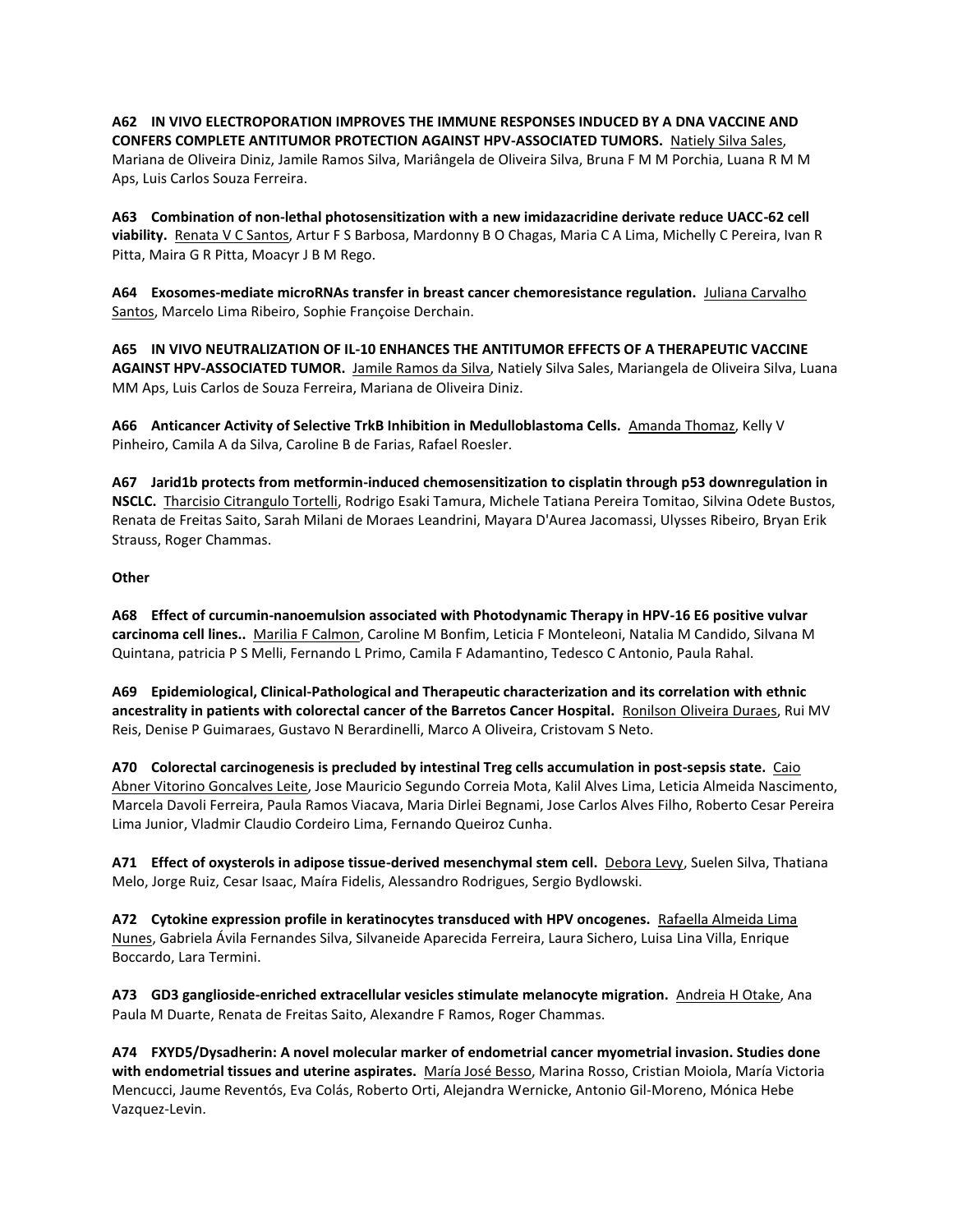**A62 IN VIVO ELECTROPORATION IMPROVES THE IMMUNE RESPONSES INDUCED BY A DNA VACCINE AND CONFERS COMPLETE ANTITUMOR PROTECTION AGAINST HPV-ASSOCIATED TUMORS.** Natiely Silva Sales, Mariana de Oliveira Diniz, Jamile Ramos Silva, Mariângela de Oliveira Silva, Bruna F M M Porchia, Luana R M M Aps, Luis Carlos Souza Ferreira.

**A63 Combination of non-lethal photosensitization with a new imidazacridine derivate reduce UACC-62 cell viability.** Renata V C Santos, Artur F S Barbosa, Mardonny B O Chagas, Maria C A Lima, Michelly C Pereira, Ivan R Pitta, Maira G R Pitta, Moacyr J B M Rego.

**A64 Exosomes-mediate microRNAs transfer in breast cancer chemoresistance regulation.** Juliana Carvalho Santos, Marcelo Lima Ribeiro, Sophie Françoise Derchain.

**A65 IN VIVO NEUTRALIZATION OF IL-10 ENHANCES THE ANTITUMOR EFFECTS OF A THERAPEUTIC VACCINE AGAINST HPV-ASSOCIATED TUMOR.** Jamile Ramos da Silva, Natiely Silva Sales, Mariangela de Oliveira Silva, Luana MM Aps, Luis Carlos de Souza Ferreira, Mariana de Oliveira Diniz.

**A66 Anticancer Activity of Selective TrkB Inhibition in Medulloblastoma Cells.** Amanda Thomaz, Kelly V Pinheiro, Camila A da Silva, Caroline B de Farias, Rafael Roesler.

**A67 Jarid1b protects from metformin-induced chemosensitization to cisplatin through p53 downregulation in NSCLC.** Tharcisio Citrangulo Tortelli, Rodrigo Esaki Tamura, Michele Tatiana Pereira Tomitao, Silvina Odete Bustos, Renata de Freitas Saito, Sarah Milani de Moraes Leandrini, Mayara D'Aurea Jacomassi, Ulysses Ribeiro, Bryan Erik Strauss, Roger Chammas.

**Other**

**A68 Effect of curcumin-nanoemulsion associated with Photodynamic Therapy in HPV-16 E6 positive vulvar carcinoma cell lines..** Marilia F Calmon, Caroline M Bonfim, Leticia F Monteleoni, Natalia M Candido, Silvana M Quintana, patricia P S Melli, Fernando L Primo, Camila F Adamantino, Tedesco C Antonio, Paula Rahal.

**A69 Epidemiological, Clinical-Pathological and Therapeutic characterization and its correlation with ethnic ancestrality in patients with colorectal cancer of the Barretos Cancer Hospital.** Ronilson Oliveira Duraes, Rui MV Reis, Denise P Guimaraes, Gustavo N Berardinelli, Marco A Oliveira, Cristovam S Neto.

**A70 Colorectal carcinogenesis is precluded by intestinal Treg cells accumulation in post-sepsis state.** Caio Abner Vitorino Goncalves Leite, Jose Mauricio Segundo Correia Mota, Kalil Alves Lima, Leticia Almeida Nascimento, Marcela Davoli Ferreira, Paula Ramos Viacava, Maria Dirlei Begnami, Jose Carlos Alves Filho, Roberto Cesar Pereira Lima Junior, Vladmir Claudio Cordeiro Lima, Fernando Queiroz Cunha.

**A71 Effect of oxysterols in adipose tissue-derived mesenchymal stem cell.** Debora Levy, Suelen Silva, Thatiana Melo, Jorge Ruiz, Cesar Isaac, Maíra Fidelis, Alessandro Rodrigues, Sergio Bydlowski.

**A72 Cytokine expression profile in keratinocytes transduced with HPV oncogenes.** Rafaella Almeida Lima Nunes, Gabriela Ávila Fernandes Silva, Silvaneide Aparecida Ferreira, Laura Sichero, Luisa Lina Villa, Enrique Boccardo, Lara Termini.

**A73 GD3 ganglioside-enriched extracellular vesicles stimulate melanocyte migration.** Andreia H Otake, Ana Paula M Duarte, Renata de Freitas Saito, Alexandre F Ramos, Roger Chammas.

**A74 FXYD5/Dysadherin: A novel molecular marker of endometrial cancer myometrial invasion. Studies done with endometrial tissues and uterine aspirates.** María José Besso, Marina Rosso, Cristian Moiola, María Victoria Mencucci, Jaume Reventós, Eva Colás, Roberto Orti, Alejandra Wernicke, Antonio Gil-Moreno, Mónica Hebe Vazquez-Levin.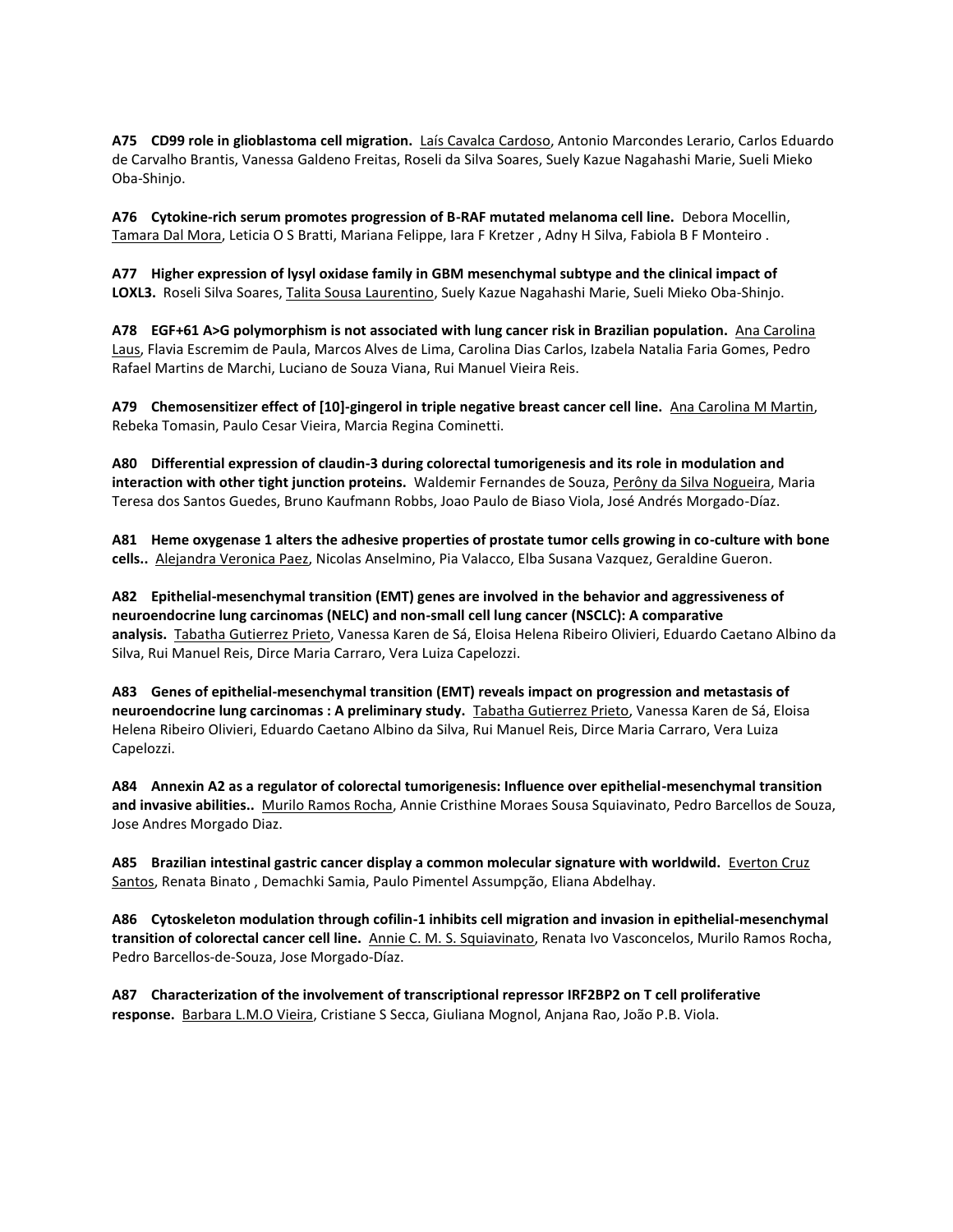**A75 CD99 role in glioblastoma cell migration.** Laís Cavalca Cardoso, Antonio Marcondes Lerario, Carlos Eduardo de Carvalho Brantis, Vanessa Galdeno Freitas, Roseli da Silva Soares, Suely Kazue Nagahashi Marie, Sueli Mieko Oba-Shinjo.

**A76 Cytokine-rich serum promotes progression of B-RAF mutated melanoma cell line.** Debora Mocellin, Tamara Dal Mora, Leticia O S Bratti, Mariana Felippe, Iara F Kretzer , Adny H Silva, Fabiola B F Monteiro .

**A77 Higher expression of lysyl oxidase family in GBM mesenchymal subtype and the clinical impact of LOXL3.** Roseli Silva Soares, Talita Sousa Laurentino, Suely Kazue Nagahashi Marie, Sueli Mieko Oba-Shinjo.

**A78 EGF+61 A>G polymorphism is not associated with lung cancer risk in Brazilian population.** Ana Carolina Laus, Flavia Escremim de Paula, Marcos Alves de Lima, Carolina Dias Carlos, Izabela Natalia Faria Gomes, Pedro Rafael Martins de Marchi, Luciano de Souza Viana, Rui Manuel Vieira Reis.

**A79 Chemosensitizer effect of [10]-gingerol in triple negative breast cancer cell line.** Ana Carolina M Martin, Rebeka Tomasin, Paulo Cesar Vieira, Marcia Regina Cominetti.

**A80 Differential expression of claudin-3 during colorectal tumorigenesis and its role in modulation and interaction with other tight junction proteins.** Waldemir Fernandes de Souza, Perôny da Silva Nogueira, Maria Teresa dos Santos Guedes, Bruno Kaufmann Robbs, Joao Paulo de Biaso Viola, José Andrés Morgado-Díaz.

**A81 Heme oxygenase 1 alters the adhesive properties of prostate tumor cells growing in co-culture with bone cells..** Alejandra Veronica Paez, Nicolas Anselmino, Pia Valacco, Elba Susana Vazquez, Geraldine Gueron.

**A82 Epithelial-mesenchymal transition (EMT) genes are involved in the behavior and aggressiveness of neuroendocrine lung carcinomas (NELC) and non-small cell lung cancer (NSCLC): A comparative analysis.** Tabatha Gutierrez Prieto, Vanessa Karen de Sá, Eloisa Helena Ribeiro Olivieri, Eduardo Caetano Albino da Silva, Rui Manuel Reis, Dirce Maria Carraro, Vera Luiza Capelozzi.

**A83 Genes of epithelial-mesenchymal transition (EMT) reveals impact on progression and metastasis of neuroendocrine lung carcinomas : A preliminary study.** Tabatha Gutierrez Prieto, Vanessa Karen de Sá, Eloisa Helena Ribeiro Olivieri, Eduardo Caetano Albino da Silva, Rui Manuel Reis, Dirce Maria Carraro, Vera Luiza Capelozzi.

**A84 Annexin A2 as a regulator of colorectal tumorigenesis: Influence over epithelial-mesenchymal transition and invasive abilities..** Murilo Ramos Rocha, Annie Cristhine Moraes Sousa Squiavinato, Pedro Barcellos de Souza, Jose Andres Morgado Diaz.

**A85 Brazilian intestinal gastric cancer display a common molecular signature with worldwild.** Everton Cruz Santos, Renata Binato , Demachki Samia, Paulo Pimentel Assumpção, Eliana Abdelhay.

**A86 Cytoskeleton modulation through cofilin-1 inhibits cell migration and invasion in epithelial-mesenchymal transition of colorectal cancer cell line.** Annie C. M. S. Squiavinato, Renata Ivo Vasconcelos, Murilo Ramos Rocha, Pedro Barcellos-de-Souza, Jose Morgado-Díaz.

**A87 Characterization of the involvement of transcriptional repressor IRF2BP2 on T cell proliferative response.** Barbara L.M.O Vieira, Cristiane S Secca, Giuliana Mognol, Anjana Rao, João P.B. Viola.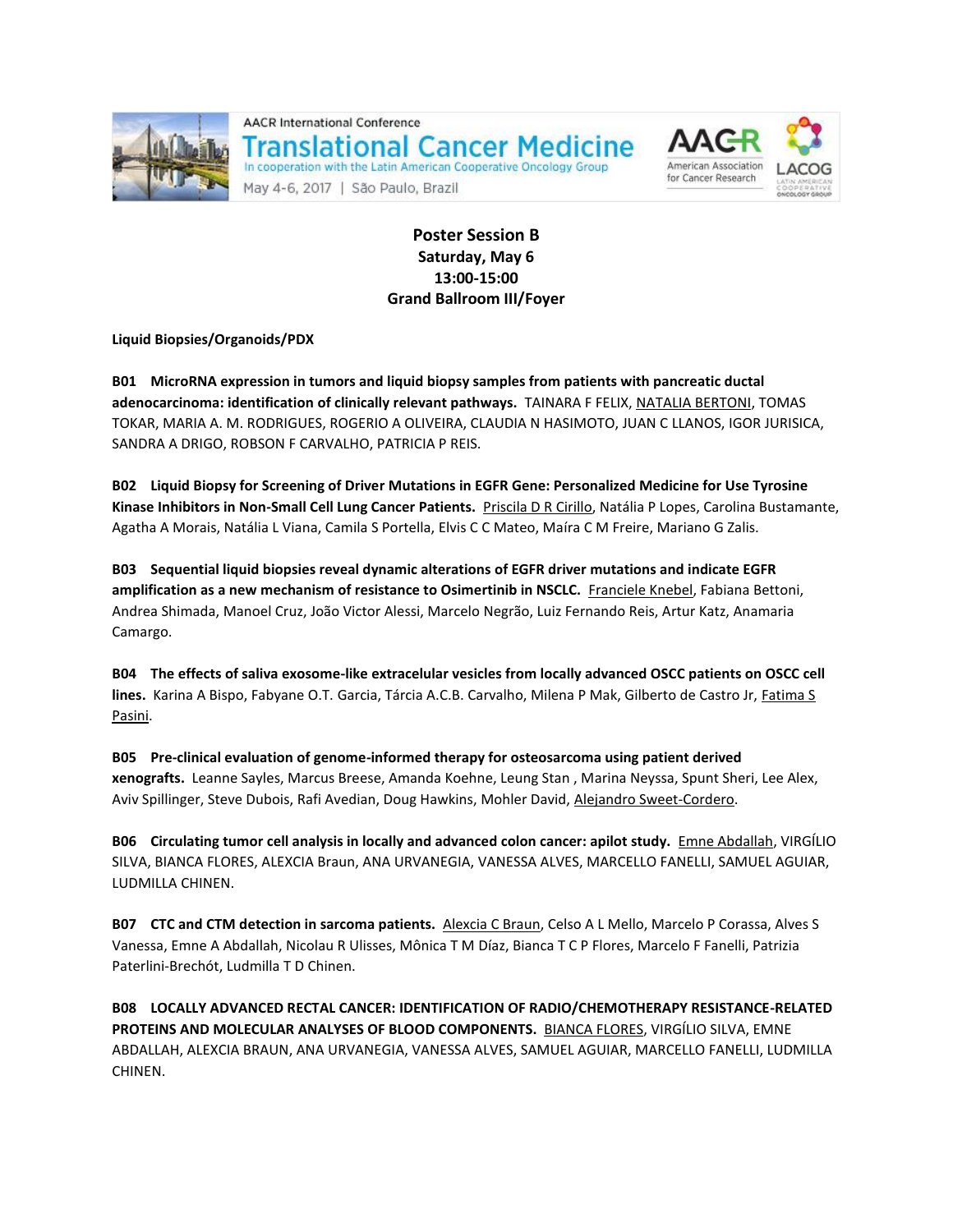**Poster Session B**
**Saturday, May 6**
**13:00-15:00**
**Grand Ballroom III/Foyer**

**Liquid Biopsies/Organoids/PDX**

**B01 MicroRNA expression in tumors and liquid biopsy samples from patients with pancreatic ductal adenocarcinoma: identification of clinically relevant pathways.** TAINARA F FELIX, NATALIA BERTONI, TOMAS TOKAR, MARIA A. M. RODRIGUES, ROGERIO A OLIVEIRA, CLAUDIA N HASIMOTO, JUAN C LLANOS, IGOR JURISICA, SANDRA A DRIGO, ROBSON F CARVALHO, PATRICIA P REIS.

**B02 Liquid Biopsy for Screening of Driver Mutations in EGFR Gene: Personalized Medicine for Use Tyrosine Kinase Inhibitors in Non-Small Cell Lung Cancer Patients.** Priscila D R Cirillo, Natália P Lopes, Carolina Bustamante, Agatha A Morais, Natália L Viana, Camila S Portella, Elvis C C Mateo, Maíra C M Freire, Mariano G Zalis.

**B03 Sequential liquid biopsies reveal dynamic alterations of EGFR driver mutations and indicate EGFR amplification as a new mechanism of resistance to Osimertinib in NSCLC.** Franciele Knebel, Fabiana Bettoni, Andrea Shimada, Manoel Cruz, João Victor Alessi, Marcelo Negrão, Luiz Fernando Reis, Artur Katz, Anamaria Camargo.

**B04 The effects of saliva exosome-like extracelular vesicles from locally advanced OSCC patients on OSCC cell lines.** Karina A Bispo, Fabyane O.T. Garcia, Tárcia A.C.B. Carvalho, Milena P Mak, Gilberto de Castro Jr, Fatima S Pasini.

**B05 Pre-clinical evaluation of genome-informed therapy for osteosarcoma using patient derived xenografts.** Leanne Sayles, Marcus Breese, Amanda Koehne, Leung Stan , Marina Neyssa, Spunt Sheri, Lee Alex, Aviv Spillinger, Steve Dubois, Rafi Avedian, Doug Hawkins, Mohler David, Alejandro Sweet-Cordero.

**B06 Circulating tumor cell analysis in locally and advanced colon cancer: apilot study.** Emne Abdallah, VIRGÍLIO SILVA, BIANCA FLORES, ALEXCIA Braun, ANA URVANEGIA, VANESSA ALVES, MARCELLO FANELLI, SAMUEL AGUIAR, LUDMILLA CHINEN.

**B07 CTC and CTM detection in sarcoma patients.** Alexcia C Braun, Celso A L Mello, Marcelo P Corassa, Alves S Vanessa, Emne A Abdallah, Nicolau R Ulisses, Mônica T M Díaz, Bianca T C P Flores, Marcelo F Fanelli, Patrizia Paterlini-Bréchót, Ludmilla T D Chinen.

**B08 LOCALLY ADVANCED RECTAL CANCER: IDENTIFICATION OF RADIO/CHEMOTHERAPY RESISTANCE-RELATED PROTEINS AND MOLECULAR ANALYSES OF BLOOD COMPONENTS.** BIANCA FLORES, VIRGÍLIO SILVA, EMNE ABDALLAH, ALEXCIA BRAUN, ANA URVANEGIA, VANESSA ALVES, SAMUEL AGUIAR, MARCELLO FANELLI, LUDMILLA CHINEN.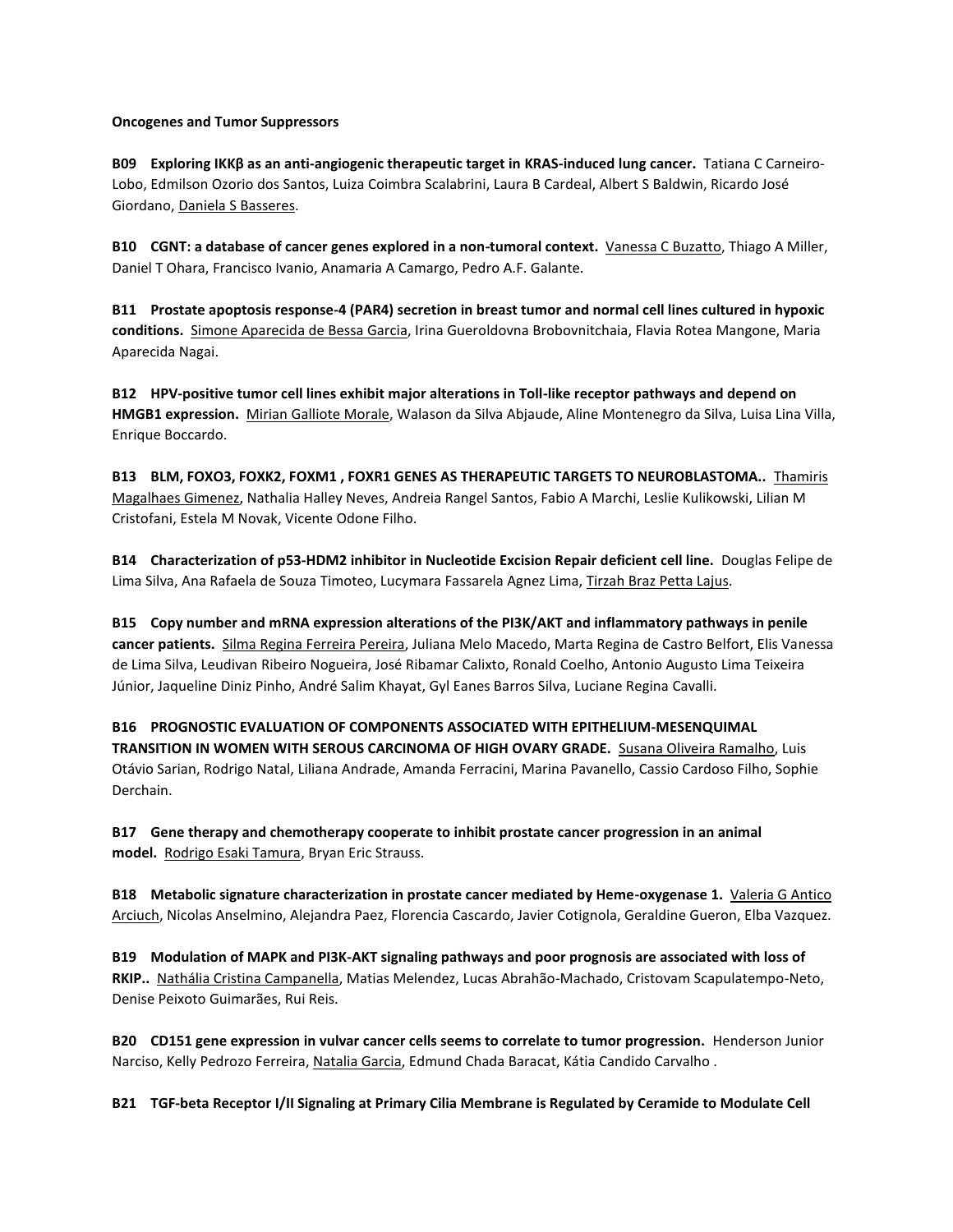**Oncogenes and Tumor Suppressors**

**B09 Exploring IKKβ as an anti-angiogenic therapeutic target in KRAS-induced lung cancer.** Tatiana C Carneiro-Lobo, Edmilson Ozorio dos Santos, Luiza Coimbra Scalabrini, Laura B Cardeal, Albert S Baldwin, Ricardo José Giordano, Daniela S Basseres.

**B10 CGNT: a database of cancer genes explored in a non-tumoral context.** Vanessa C Buzatto, Thiago A Miller, Daniel T Ohara, Francisco Ivanio, Anamaria A Camargo, Pedro A.F. Galante.

**B11 Prostate apoptosis response-4 (PAR4) secretion in breast tumor and normal cell lines cultured in hypoxic conditions.** Simone Aparecida de Bessa Garcia, Irina Gueroldovna Brobovnitchaia, Flavia Rotea Mangone, Maria Aparecida Nagai.

**B12 HPV-positive tumor cell lines exhibit major alterations in Toll-like receptor pathways and depend on HMGB1 expression.** Mirian Galliote Morale, Walason da Silva Abjaude, Aline Montenegro da Silva, Luisa Lina Villa, Enrique Boccardo.

**B13 BLM, FOXO3, FOXK2, FOXM1 , FOXR1 GENES AS THERAPEUTIC TARGETS TO NEUROBLASTOMA..** Thamiris Magalhaes Gimenez, Nathalia Halley Neves, Andreia Rangel Santos, Fabio A Marchi, Leslie Kulikowski, Lilian M Cristofani, Estela M Novak, Vicente Odone Filho.

**B14 Characterization of p53-HDM2 inhibitor in Nucleotide Excision Repair deficient cell line.** Douglas Felipe de Lima Silva, Ana Rafaela de Souza Timoteo, Lucymara Fassarela Agnez Lima, Tirzah Braz Petta Lajus.

**B15 Copy number and mRNA expression alterations of the PI3K/AKT and inflammatory pathways in penile cancer patients.** Silma Regina Ferreira Pereira, Juliana Melo Macedo, Marta Regina de Castro Belfort, Elis Vanessa de Lima Silva, Leudivan Ribeiro Nogueira, José Ribamar Calixto, Ronald Coelho, Antonio Augusto Lima Teixeira Júnior, Jaqueline Diniz Pinho, André Salim Khayat, Gyl Eanes Barros Silva, Luciane Regina Cavalli.

**B16 PROGNOSTIC EVALUATION OF COMPONENTS ASSOCIATED WITH EPITHELIUM-MESENQUIMAL TRANSITION IN WOMEN WITH SEROUS CARCINOMA OF HIGH OVARY GRADE.** Susana Oliveira Ramalho, Luis Otávio Sarian, Rodrigo Natal, Liliana Andrade, Amanda Ferracini, Marina Pavanello, Cassio Cardoso Filho, Sophie Derchain.

**B17 Gene therapy and chemotherapy cooperate to inhibit prostate cancer progression in an animal model.** Rodrigo Esaki Tamura, Bryan Eric Strauss.

**B18 Metabolic signature characterization in prostate cancer mediated by Heme-oxygenase 1.** Valeria G Antico Arciuch, Nicolas Anselmino, Alejandra Paez, Florencia Cascardo, Javier Cotignola, Geraldine Gueron, Elba Vazquez.

**B19 Modulation of MAPK and PI3K-AKT signaling pathways and poor prognosis are associated with loss of RKIP..** Nathália Cristina Campanella, Matias Melendez, Lucas Abrahão-Machado, Cristovam Scapulatempo-Neto, Denise Peixoto Guimarães, Rui Reis.

**B20 CD151 gene expression in vulvar cancer cells seems to correlate to tumor progression.** Henderson Junior Narciso, Kelly Pedrozo Ferreira, Natalia Garcia, Edmund Chada Baracat, Kátia Candido Carvalho .

**B21 TGF-beta Receptor I/II Signaling at Primary Cilia Membrane is Regulated by Ceramide to Modulate Cell**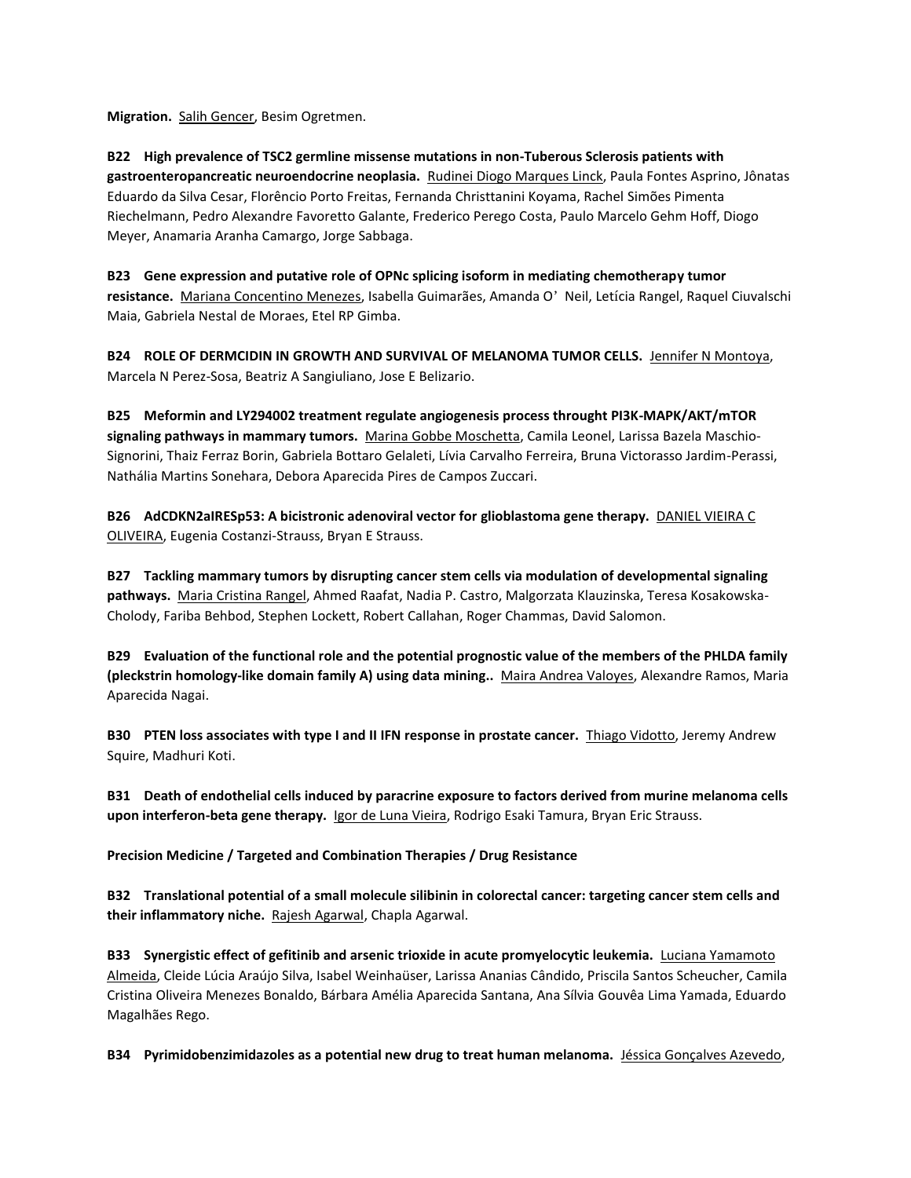**Migration.** Salih Gencer, Besim Ogretmen.

**B22 High prevalence of TSC2 germline missense mutations in non-Tuberous Sclerosis patients with gastroenteropancreatic neuroendocrine neoplasia.** Rudinei Diogo Marques Linck, Paula Fontes Asprino, Jônatas Eduardo da Silva Cesar, Florêncio Porto Freitas, Fernanda Christtanini Koyama, Rachel Simões Pimenta Riechelmann, Pedro Alexandre Favoretto Galante, Frederico Perego Costa, Paulo Marcelo Gehm Hoff, Diogo Meyer, Anamaria Aranha Camargo, Jorge Sabbaga.

**B23 Gene expression and putative role of OPNc splicing isoform in mediating chemotherapy tumor resistance.** Mariana Concentino Menezes, Isabella Guimarães, Amanda O' Neil, Letícia Rangel, Raquel Ciuvalschi Maia, Gabriela Nestal de Moraes, Etel RP Gimba.

**B24 ROLE OF DERMCIDIN IN GROWTH AND SURVIVAL OF MELANOMA TUMOR CELLS.** Jennifer N Montoya, Marcela N Perez-Sosa, Beatriz A Sangiuliano, Jose E Belizario.

**B25 Meformin and LY294002 treatment regulate angiogenesis process throught PI3K-MAPK/AKT/mTOR signaling pathways in mammary tumors.** Marina Gobbe Moschetta, Camila Leonel, Larissa Bazela Maschio-Signorini, Thaiz Ferraz Borin, Gabriela Bottaro Gelaleti, Lívia Carvalho Ferreira, Bruna Victorasso Jardim-Perassi, Nathália Martins Sonehara, Debora Aparecida Pires de Campos Zuccari.

**B26 AdCDKN2aIRESp53: A bicistronic adenoviral vector for glioblastoma gene therapy.** DANIEL VIEIRA C OLIVEIRA, Eugenia Costanzi-Strauss, Bryan E Strauss.

**B27 Tackling mammary tumors by disrupting cancer stem cells via modulation of developmental signaling pathways.** Maria Cristina Rangel, Ahmed Raafat, Nadia P. Castro, Malgorzata Klauzinska, Teresa Kosakowska-Cholody, Fariba Behbod, Stephen Lockett, Robert Callahan, Roger Chammas, David Salomon.

**B29 Evaluation of the functional role and the potential prognostic value of the members of the PHLDA family (pleckstrin homology-like domain family A) using data mining..** Maira Andrea Valoyes, Alexandre Ramos, Maria Aparecida Nagai.

**B30 PTEN loss associates with type I and II IFN response in prostate cancer.** Thiago Vidotto, Jeremy Andrew Squire, Madhuri Koti.

**B31 Death of endothelial cells induced by paracrine exposure to factors derived from murine melanoma cells upon interferon-beta gene therapy.** Igor de Luna Vieira, Rodrigo Esaki Tamura, Bryan Eric Strauss.

**Precision Medicine / Targeted and Combination Therapies / Drug Resistance**

**B32 Translational potential of a small molecule silibinin in colorectal cancer: targeting cancer stem cells and their inflammatory niche.** Rajesh Agarwal, Chapla Agarwal.

**B33 Synergistic effect of gefitinib and arsenic trioxide in acute promyelocytic leukemia.** Luciana Yamamoto Almeida, Cleide Lúcia Araújo Silva, Isabel Weinhaüser, Larissa Ananias Cândido, Priscila Santos Scheucher, Camila Cristina Oliveira Menezes Bonaldo, Bárbara Amélia Aparecida Santana, Ana Sílvia Gouvêa Lima Yamada, Eduardo Magalhães Rego.

**B34 Pyrimidobenzimidazoles as a potential new drug to treat human melanoma.** Jéssica Gonçalves Azevedo,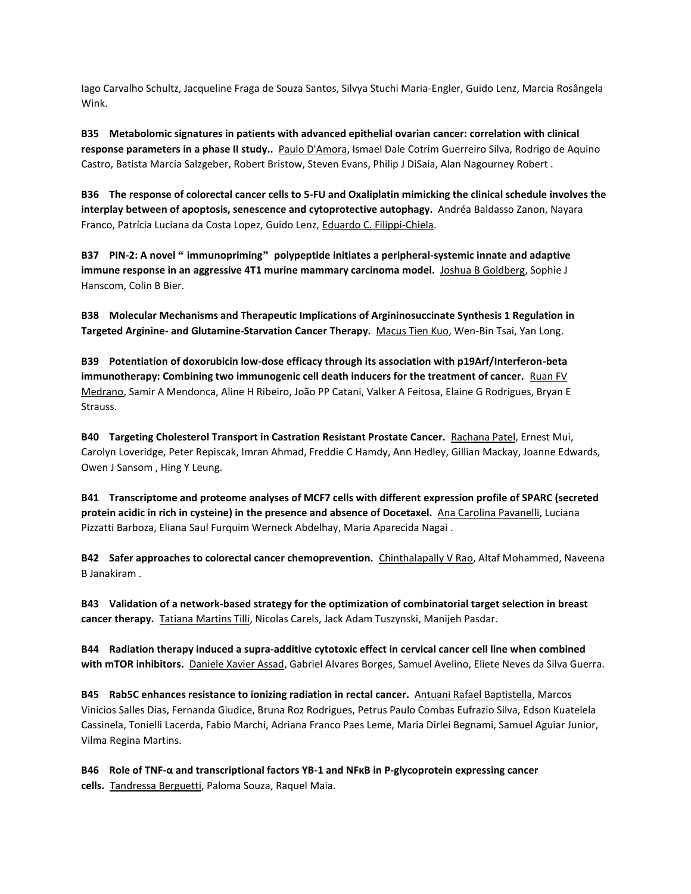Iago Carvalho Schultz, Jacqueline Fraga de Souza Santos, Silvya Stuchi Maria-Engler, Guido Lenz, Marcia Rosângela Wink.

**B35 Metabolomic signatures in patients with advanced epithelial ovarian cancer: correlation with clinical response parameters in a phase II study..** Paulo D'Amora, Ismael Dale Cotrim Guerreiro Silva, Rodrigo de Aquino Castro, Batista Marcia Salzgeber, Robert Bristow, Steven Evans, Philip J DiSaia, Alan Nagourney Robert .

**B36 The response of colorectal cancer cells to 5-FU and Oxaliplatin mimicking the clinical schedule involves the interplay between of apoptosis, senescence and cytoprotective autophagy.** Andréa Baldasso Zanon, Nayara Franco, Patrícia Luciana da Costa Lopez, Guido Lenz, Eduardo C. Filippi-Chiela.

**B37 PIN-2: A novel " immunopriming" polypeptide initiates a peripheral-systemic innate and adaptive immune response in an aggressive 4T1 murine mammary carcinoma model.** Joshua B Goldberg, Sophie J Hanscom, Colin B Bier.

**B38 Molecular Mechanisms and Therapeutic Implications of Argininosuccinate Synthesis 1 Regulation in Targeted Arginine- and Glutamine-Starvation Cancer Therapy.** Macus Tien Kuo, Wen-Bin Tsai, Yan Long.

**B39 Potentiation of doxorubicin low-dose efficacy through its association with p19Arf/Interferon-beta immunotherapy: Combining two immunogenic cell death inducers for the treatment of cancer.** Ruan FV Medrano, Samir A Mendonca, Aline H Ribeiro, João PP Catani, Valker A Feitosa, Elaine G Rodrigues, Bryan E Strauss.

**B40 Targeting Cholesterol Transport in Castration Resistant Prostate Cancer.** Rachana Patel, Ernest Mui, Carolyn Loveridge, Peter Repiscak, Imran Ahmad, Freddie C Hamdy, Ann Hedley, Gillian Mackay, Joanne Edwards, Owen J Sansom , Hing Y Leung.

**B41 Transcriptome and proteome analyses of MCF7 cells with different expression profile of SPARC (secreted protein acidic in rich in cysteine) in the presence and absence of Docetaxel.** Ana Carolina Pavanelli, Luciana Pizzatti Barboza, Eliana Saul Furquim Werneck Abdelhay, Maria Aparecida Nagai .

**B42 Safer approaches to colorectal cancer chemoprevention.** Chinthalapally V Rao, Altaf Mohammed, Naveena B Janakiram .

**B43 Validation of a network-based strategy for the optimization of combinatorial target selection in breast cancer therapy.** Tatiana Martins Tilli, Nicolas Carels, Jack Adam Tuszynski, Manijeh Pasdar.

**B44 Radiation therapy induced a supra-additive cytotoxic effect in cervical cancer cell line when combined with mTOR inhibitors.** Daniele Xavier Assad, Gabriel Alvares Borges, Samuel Avelino, Eliete Neves da Silva Guerra.

**B45 Rab5C enhances resistance to ionizing radiation in rectal cancer.** Antuani Rafael Baptistella, Marcos Vinicios Salles Dias, Fernanda Giudice, Bruna Roz Rodrigues, Petrus Paulo Combas Eufrazio Silva, Edson Kuatelela Cassinela, Tonielli Lacerda, Fabio Marchi, Adriana Franco Paes Leme, Maria Dirlei Begnami, Samuel Aguiar Junior, Vilma Regina Martins.

**B46 Role of TNF-α and transcriptional factors YB-1 and NFκB in P-glycoprotein expressing cancer cells.** Tandressa Berguetti, Paloma Souza, Raquel Maia.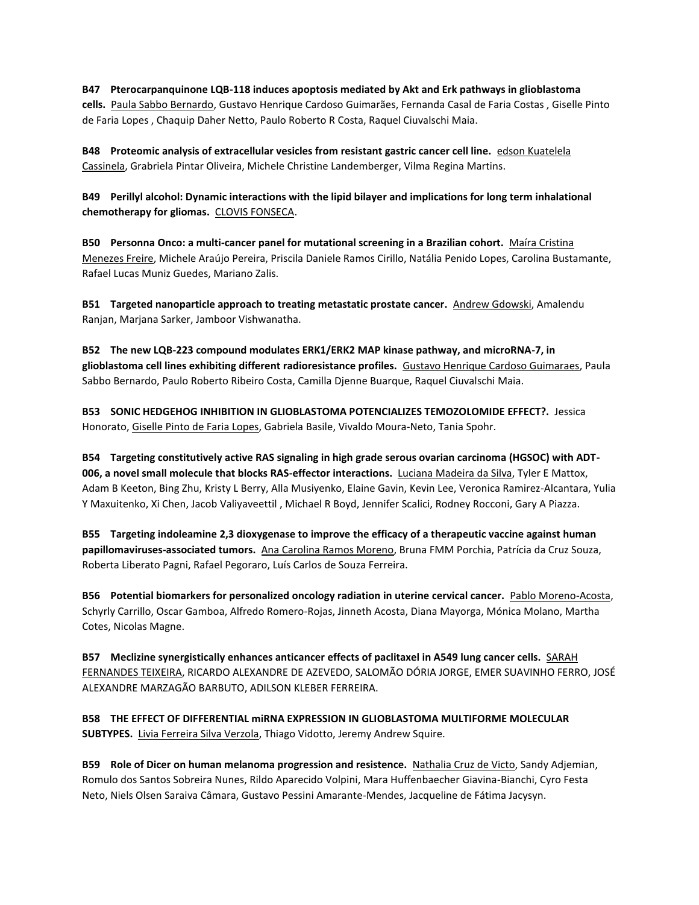**B47 Pterocarpanquinone LQB-118 induces apoptosis mediated by Akt and Erk pathways in glioblastoma cells.** Paula Sabbo Bernardo, Gustavo Henrique Cardoso Guimarães, Fernanda Casal de Faria Costas , Giselle Pinto de Faria Lopes , Chaquip Daher Netto, Paulo Roberto R Costa, Raquel Ciuvalschi Maia.

**B48 Proteomic analysis of extracellular vesicles from resistant gastric cancer cell line.** edson Kuatelela Cassinela, Grabriela Pintar Oliveira, Michele Christine Landemberger, Vilma Regina Martins.

**B49 Perillyl alcohol: Dynamic interactions with the lipid bilayer and implications for long term inhalational chemotherapy for gliomas.** CLOVIS FONSECA.

**B50 Personna Onco: a multi-cancer panel for mutational screening in a Brazilian cohort.** Maíra Cristina Menezes Freire, Michele Araújo Pereira, Priscila Daniele Ramos Cirillo, Natália Penido Lopes, Carolina Bustamante, Rafael Lucas Muniz Guedes, Mariano Zalis.

**B51 Targeted nanoparticle approach to treating metastatic prostate cancer.** Andrew Gdowski, Amalendu Ranjan, Marjana Sarker, Jamboor Vishwanatha.

**B52 The new LQB-223 compound modulates ERK1/ERK2 MAP kinase pathway, and microRNA-7, in glioblastoma cell lines exhibiting different radioresistance profiles.** Gustavo Henrique Cardoso Guimaraes, Paula Sabbo Bernardo, Paulo Roberto Ribeiro Costa, Camilla Djenne Buarque, Raquel Ciuvalschi Maia.

**B53 SONIC HEDGEHOG INHIBITION IN GLIOBLASTOMA POTENCIALIZES TEMOZOLOMIDE EFFECT?.** Jessica Honorato, Giselle Pinto de Faria Lopes, Gabriela Basile, Vivaldo Moura-Neto, Tania Spohr.

**B54 Targeting constitutively active RAS signaling in high grade serous ovarian carcinoma (HGSOC) with ADT-006, a novel small molecule that blocks RAS-effector interactions.** Luciana Madeira da Silva, Tyler E Mattox, Adam B Keeton, Bing Zhu, Kristy L Berry, Alla Musiyenko, Elaine Gavin, Kevin Lee, Veronica Ramirez-Alcantara, Yulia Y Maxuitenko, Xi Chen, Jacob Valiyaveettil , Michael R Boyd, Jennifer Scalici, Rodney Rocconi, Gary A Piazza.

**B55 Targeting indoleamine 2,3 dioxygenase to improve the efficacy of a therapeutic vaccine against human papillomaviruses-associated tumors.** Ana Carolina Ramos Moreno, Bruna FMM Porchia, Patrícia da Cruz Souza, Roberta Liberato Pagni, Rafael Pegoraro, Luís Carlos de Souza Ferreira.

**B56 Potential biomarkers for personalized oncology radiation in uterine cervical cancer.** Pablo Moreno-Acosta, Schyrly Carrillo, Oscar Gamboa, Alfredo Romero-Rojas, Jinneth Acosta, Diana Mayorga, Mónica Molano, Martha Cotes, Nicolas Magne.

**B57 Meclizine synergistically enhances anticancer effects of paclitaxel in A549 lung cancer cells.** SARAH FERNANDES TEIXEIRA, RICARDO ALEXANDRE DE AZEVEDO, SALOMÃO DÓRIA JORGE, EMER SUAVINHO FERRO, JOSÉ ALEXANDRE MARZAGÃO BARBUTO, ADILSON KLEBER FERREIRA.

**B58 THE EFFECT OF DIFFERENTIAL miRNA EXPRESSION IN GLIOBLASTOMA MULTIFORME MOLECULAR SUBTYPES.** Livia Ferreira Silva Verzola, Thiago Vidotto, Jeremy Andrew Squire.

**B59 Role of Dicer on human melanoma progression and resistence.** Nathalia Cruz de Victo, Sandy Adjemian, Romulo dos Santos Sobreira Nunes, Rildo Aparecido Volpini, Mara Huffenbaecher Giavina-Bianchi, Cyro Festa Neto, Niels Olsen Saraiva Câmara, Gustavo Pessini Amarante-Mendes, Jacqueline de Fátima Jacysyn.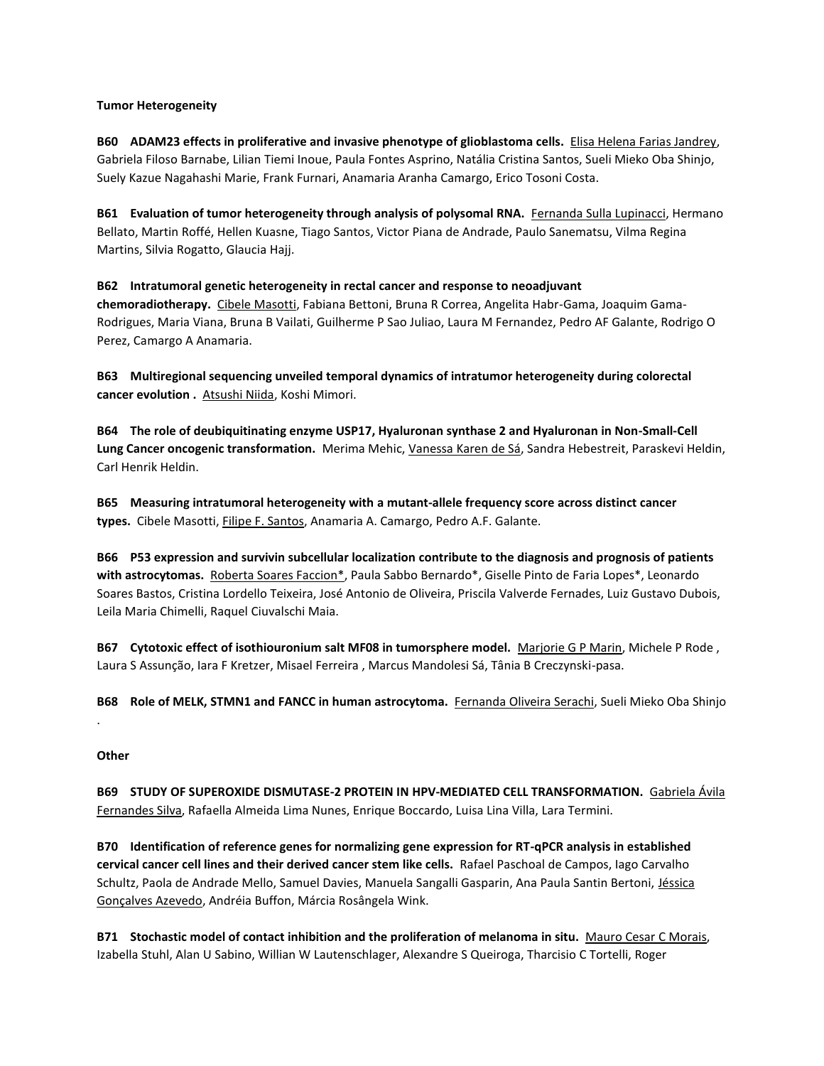**Tumor Heterogeneity**

**B60 ADAM23 effects in proliferative and invasive phenotype of glioblastoma cells.** Elisa Helena Farias Jandrey, Gabriela Filoso Barnabe, Lilian Tiemi Inoue, Paula Fontes Asprino, Natália Cristina Santos, Sueli Mieko Oba Shinjo, Suely Kazue Nagahashi Marie, Frank Furnari, Anamaria Aranha Camargo, Erico Tosoni Costa.

**B61 Evaluation of tumor heterogeneity through analysis of polysomal RNA.** Fernanda Sulla Lupinacci, Hermano Bellato, Martin Roffé, Hellen Kuasne, Tiago Santos, Victor Piana de Andrade, Paulo Sanematsu, Vilma Regina Martins, Silvia Rogatto, Glaucia Hajj.

**B62 Intratumoral genetic heterogeneity in rectal cancer and response to neoadjuvant chemoradiotherapy.** Cibele Masotti, Fabiana Bettoni, Bruna R Correa, Angelita Habr-Gama, Joaquim Gama-Rodrigues, Maria Viana, Bruna B Vailati, Guilherme P Sao Juliao, Laura M Fernandez, Pedro AF Galante, Rodrigo O Perez, Camargo A Anamaria.

**B63 Multiregional sequencing unveiled temporal dynamics of intratumor heterogeneity during colorectal cancer evolution .** Atsushi Niida, Koshi Mimori.

**B64 The role of deubiquitinating enzyme USP17, Hyaluronan synthase 2 and Hyaluronan in Non-Small-Cell Lung Cancer oncogenic transformation.** Merima Mehic, Vanessa Karen de Sá, Sandra Hebestreit, Paraskevi Heldin, Carl Henrik Heldin.

**B65 Measuring intratumoral heterogeneity with a mutant-allele frequency score across distinct cancer types.** Cibele Masotti, Filipe F. Santos, Anamaria A. Camargo, Pedro A.F. Galante.

**B66 P53 expression and survivin subcellular localization contribute to the diagnosis and prognosis of patients with astrocytomas.** Roberta Soares Faccion*, Paula Sabbo Bernardo*, Giselle Pinto de Faria Lopes*, Leonardo Soares Bastos, Cristina Lordello Teixeira, José Antonio de Oliveira, Priscila Valverde Fernades, Luiz Gustavo Dubois, Leila Maria Chimelli, Raquel Ciuvalschi Maia.

**B67 Cytotoxic effect of isothiouronium salt MF08 in tumorsphere model.** Marjorie G P Marin, Michele P Rode , Laura S Assunção, Iara F Kretzer, Misael Ferreira , Marcus Mandolesi Sá, Tânia B Creczynski-pasa.

**B68 Role of MELK, STMN1 and FANCC in human astrocytoma.** Fernanda Oliveira Serachi, Sueli Mieko Oba Shinjo .

**Other**

**B69 STUDY OF SUPEROXIDE DISMUTASE-2 PROTEIN IN HPV-MEDIATED CELL TRANSFORMATION.** Gabriela Ávila Fernandes Silva, Rafaella Almeida Lima Nunes, Enrique Boccardo, Luisa Lina Villa, Lara Termini.

**B70 Identification of reference genes for normalizing gene expression for RT-qPCR analysis in established cervical cancer cell lines and their derived cancer stem like cells.** Rafael Paschoal de Campos, Iago Carvalho Schultz, Paola de Andrade Mello, Samuel Davies, Manuela Sangalli Gasparin, Ana Paula Santin Bertoni, Jéssica Gonçalves Azevedo, Andréia Buffon, Márcia Rosângela Wink.

**B71 Stochastic model of contact inhibition and the proliferation of melanoma in situ.** Mauro Cesar C Morais, Izabella Stuhl, Alan U Sabino, Willian W Lautenschlager, Alexandre S Queiroga, Tharcisio C Tortelli, Roger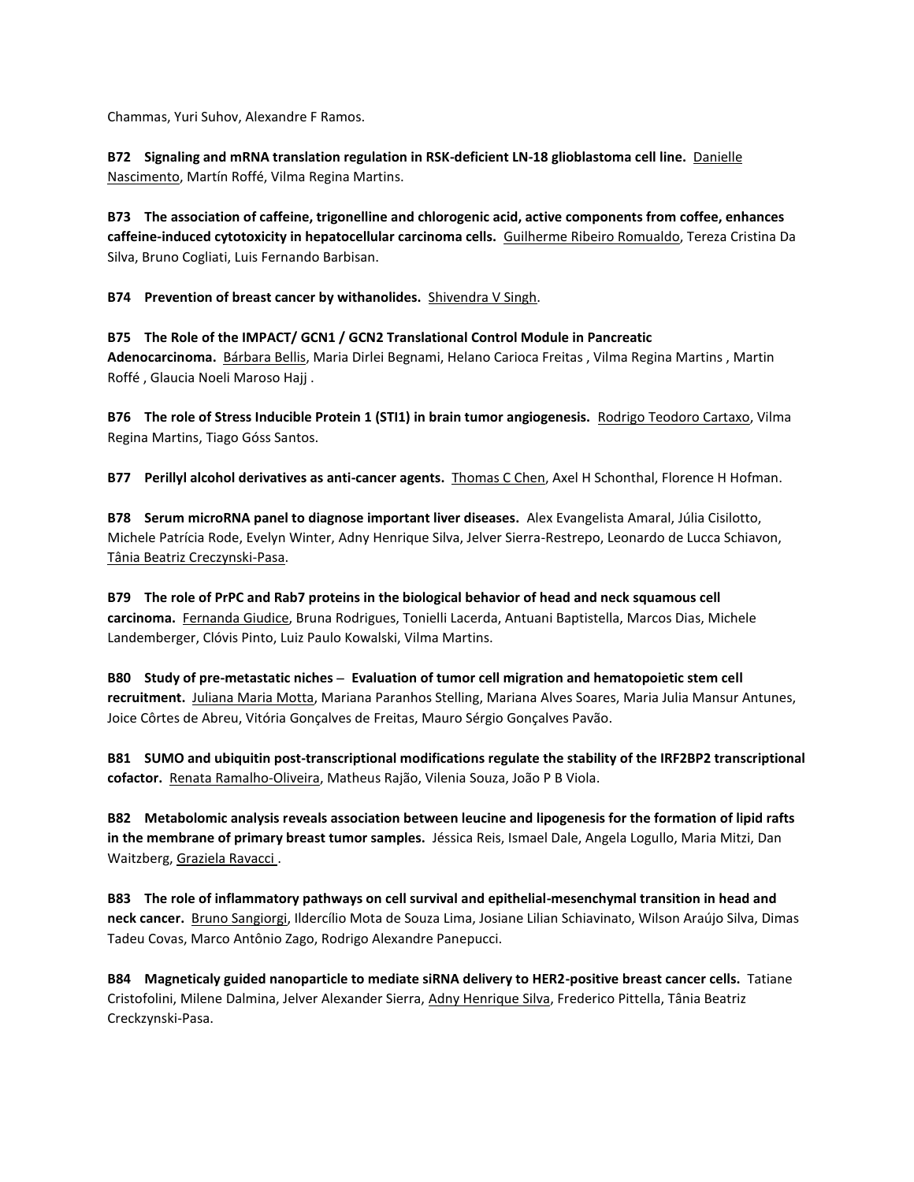Chammas, Yuri Suhov, Alexandre F Ramos.

**B72 Signaling and mRNA translation regulation in RSK-deficient LN-18 glioblastoma cell line.** Danielle Nascimento, Martín Roffé, Vilma Regina Martins.

**B73 The association of caffeine, trigonelline and chlorogenic acid, active components from coffee, enhances caffeine-induced cytotoxicity in hepatocellular carcinoma cells.** Guilherme Ribeiro Romualdo, Tereza Cristina Da Silva, Bruno Cogliati, Luis Fernando Barbisan.

**B74 Prevention of breast cancer by withanolides.** Shivendra V Singh.

**B75 The Role of the IMPACT/ GCN1 / GCN2 Translational Control Module in Pancreatic Adenocarcinoma.** Bárbara Bellis, Maria Dirlei Begnami, Helano Carioca Freitas , Vilma Regina Martins , Martin Roffé , Glaucia Noeli Maroso Hajj .

**B76 The role of Stress Inducible Protein 1 (STI1) in brain tumor angiogenesis.** Rodrigo Teodoro Cartaxo, Vilma Regina Martins, Tiago Góss Santos.

**B77 Perillyl alcohol derivatives as anti-cancer agents.** Thomas C Chen, Axel H Schonthal, Florence H Hofman.

**B78 Serum microRNA panel to diagnose important liver diseases.** Alex Evangelista Amaral, Júlia Cisilotto, Michele Patrícia Rode, Evelyn Winter, Adny Henrique Silva, Jelver Sierra-Restrepo, Leonardo de Lucca Schiavon, Tânia Beatriz Creczynski-Pasa.

**B79 The role of PrPC and Rab7 proteins in the biological behavior of head and neck squamous cell carcinoma.** Fernanda Giudice, Bruna Rodrigues, Tonielli Lacerda, Antuani Baptistella, Marcos Dias, Michele Landemberger, Clóvis Pinto, Luiz Paulo Kowalski, Vilma Martins.

**B80 Study of pre-metastatic niches – Evaluation of tumor cell migration and hematopoietic stem cell recruitment.** Juliana Maria Motta, Mariana Paranhos Stelling, Mariana Alves Soares, Maria Julia Mansur Antunes, Joice Côrtes de Abreu, Vitória Gonçalves de Freitas, Mauro Sérgio Gonçalves Pavão.

**B81 SUMO and ubiquitin post-transcriptional modifications regulate the stability of the IRF2BP2 transcriptional cofactor.** Renata Ramalho-Oliveira, Matheus Rajão, Vilenia Souza, João P B Viola.

**B82 Metabolomic analysis reveals association between leucine and lipogenesis for the formation of lipid rafts in the membrane of primary breast tumor samples.** Jéssica Reis, Ismael Dale, Angela Logullo, Maria Mitzi, Dan Waitzberg, Graziela Ravacci .

**B83 The role of inflammatory pathways on cell survival and epithelial-mesenchymal transition in head and neck cancer.** Bruno Sangiorgi, Ildercílio Mota de Souza Lima, Josiane Lilian Schiavinato, Wilson Araújo Silva, Dimas Tadeu Covas, Marco Antônio Zago, Rodrigo Alexandre Panepucci.

**B84 Magneticaly guided nanoparticle to mediate siRNA delivery to HER2-positive breast cancer cells.** Tatiane Cristofolini, Milene Dalmina, Jelver Alexander Sierra, Adny Henrique Silva, Frederico Pittella, Tânia Beatriz Creckzynski-Pasa.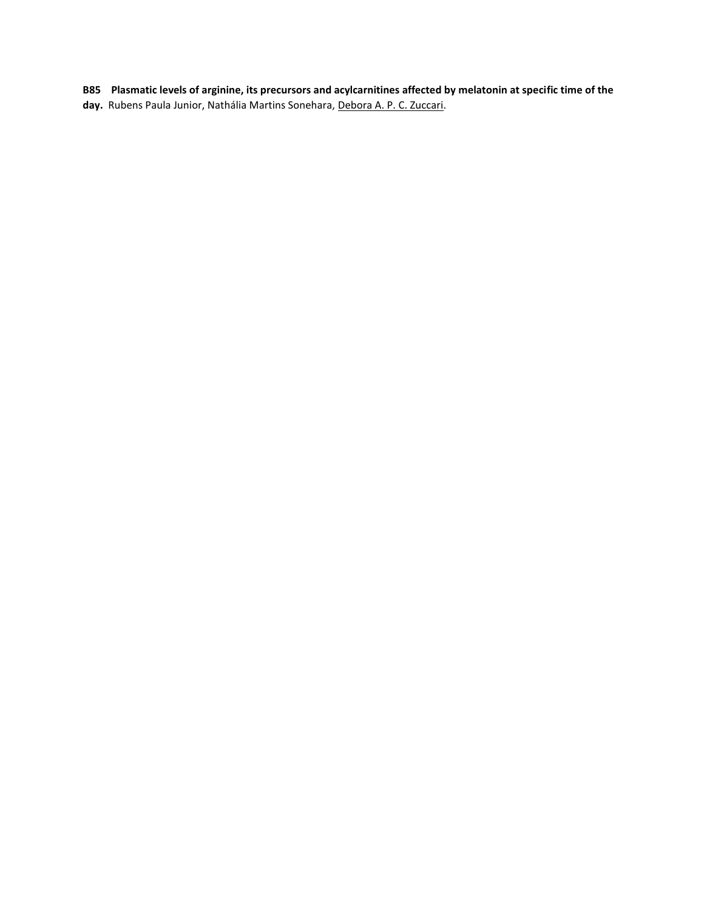**B85 Plasmatic levels of arginine, its precursors and acylcarnitines affected by melatonin at specific time of the day.** Rubens Paula Junior, Nathália Martins Sonehara, Debora A. P. C. Zuccari.